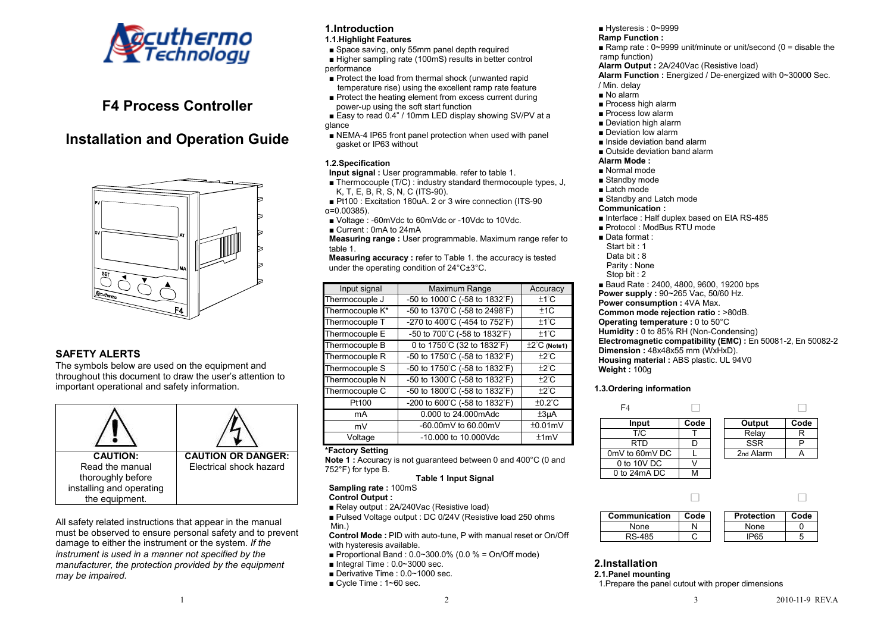# F4 Process Controller

# Installation and Operation Guide

## SAFETY ALERTS

The symbols below are used on the equipment and throughout this document to draw the user's attention to important operational and safety information.

| **CAUTION:** Read the manual thoroughly before installing and operating the equipment. | **CAUTION OR DANGER:** Electrical shock hazard |
|---|---|

All safety related instructions that appear in the manual must be observed to ensure personal safety and to prevent damage to either the instrument or the system. *If the instrument is used in a manner not specified by the manufacturer, the protection provided by the equipment may be impaired.*

## 1.Introduction

### 1.1.Highlight Features

- Space saving, only 55mm panel depth required
- Higher sampling rate (100mS) results in better control performance
- Protect the load from thermal shock (unwanted rapid temperature rise) using the excellent ramp rate feature
- Protect the heating element from excess current during power-up using the soft start function
- Easy to read 0.4" / 10mm LED display showing SV/PV at a glance
- NEMA-4 IP65 front panel protection when used with panel gasket or IP63 without

### 1.2.Specification

**Input signal :** User programmable. refer to table 1.

- Thermocouple (T/C) : industry standard thermocouple types, J, K, T, E, B, R, S, N, C (ITS-90).
- Pt100 : Excitation 180uA. 2 or 3 wire connection (ITS-90 α=0.00385).
- Voltage : -60mVdc to 60mVdc or -10Vdc to 10Vdc.
- Current : 0mA to 24mA

**Measuring range :** User programmable. Maximum range refer to table 1.

**Measuring accuracy :** refer to Table 1. the accuracy is tested under the operating condition of 24°C±3°C.

| Input signal | Maximum Range | Accuracy |
|---|---|---|
| Thermocouple J | -50 to 1000°C (-58 to 1832°F) | ±1°C |
| Thermocouple K* | -50 to 1370°C (-58 to 2498°F) | ±1C |
| Thermocouple T | -270 to 400°C (-454 to 752°F) | ±1°C |
| Thermocouple E | -50 to 700°C (-58 to 1832°F) | ±1°C |
| Thermocouple B | 0 to 1750°C (32 to 1832°F) | ±2°C **(Note1)** |
| Thermocouple R | -50 to 1750°C (-58 to 1832°F) | ±2°C |
| Thermocouple S | -50 to 1750°C (-58 to 1832°F) | ±2°C |
| Thermocouple N | -50 to 1300°C (-58 to 1832°F) | ±2°C |
| Thermocouple C | -50 to 1800°C (-58 to 1832°F) | ±2°C |
| Pt100 | -200 to 600°C (-58 to 1832°F) | ±0.2°C |
| mA | 0.000 to 24.000mAdc | ±3μA |
| mV | -60.00mV to 60.00mV | ±0.01mV |
| Voltage | -10.000 to 10.000Vdc | ±1mV |

**\*Factory Setting**

**Note 1 :** Accuracy is not guaranteed between 0 and 400°C (0 and 752°F) for type B.

**Table 1 Input Signal**

**Sampling rate :** 100mS

**Control Output :**

- Relay output : 2A/240Vac (Resistive load)
- Pulsed Voltage output : DC 0/24V (Resistive load 250 ohms Min.)

**Control Mode :** PID with auto-tune, P with manual reset or On/Off with hysteresis available.

- Proportional Band : 0.0~300.0% (0.0 % = On/Off mode)
- Integral Time : 0.0~3000 sec.
- Derivative Time : 0.0~1000 sec.
- Cycle Time : 1~60 sec.
- Hysteresis : 0~9999

**Ramp Function :**

- Ramp rate : 0~9999 unit/minute or unit/second (0 = disable the ramp function)

**Alarm Output :** 2A/240Vac (Resistive load)

**Alarm Function :** Energized / De-energized with 0~30000 Sec. / Min. delay

- No alarm
- Process high alarm
- Process low alarm
- Deviation high alarm
- Deviation low alarm
- Inside deviation band alarm
- Outside deviation band alarm

**Alarm Mode :**

- Normal mode
- Standby mode
- Latch mode
- Standby and Latch mode

**Communication :**

- Interface : Half duplex based on EIA RS-485
- Protocol : ModBus RTU mode
- Data format :
  - Start bit : 1
  - Data bit : 8
  - Parity : None
  - Stop bit : 2
- Baud Rate : 2400, 4800, 9600, 19200 bps

**Power supply :** 90~265 Vac, 50/60 Hz.

**Power consumption :** 4VA Max.

**Common mode rejection ratio :** >80dB.

**Operating temperature :** 0 to 50°C

**Humidity :** 0 to 85% RH (Non-Condensing)

**Electromagnetic compatibility (EMC) :** En 50081-2, En 50082-2

**Dimension :** 48x48x55 mm (WxHxD).

**Housing material :** ABS plastic. UL 94V0

**Weight :** 100g

### 1.3.Ordering information

F4 □ □ □ □

| Input | Code |
|---|---|
| T/C | T |
| RTD | D |
| 0mV to 60mV DC | L |
| 0 to 10V DC | V |
| 0 to 24mA DC | M |

| Output | Code |
|---|---|
| Relay | R |
| SSR | P |
| 2nd Alarm | A |

| Communication | Code |
|---|---|
| None | N |
| RS-485 | C |

| Protection | Code |
|---|---|
| None | 0 |
| IP65 | 5 |

## 2.Installation

### 2.1.Panel mounting

1.Prepare the panel cutout with proper dimensions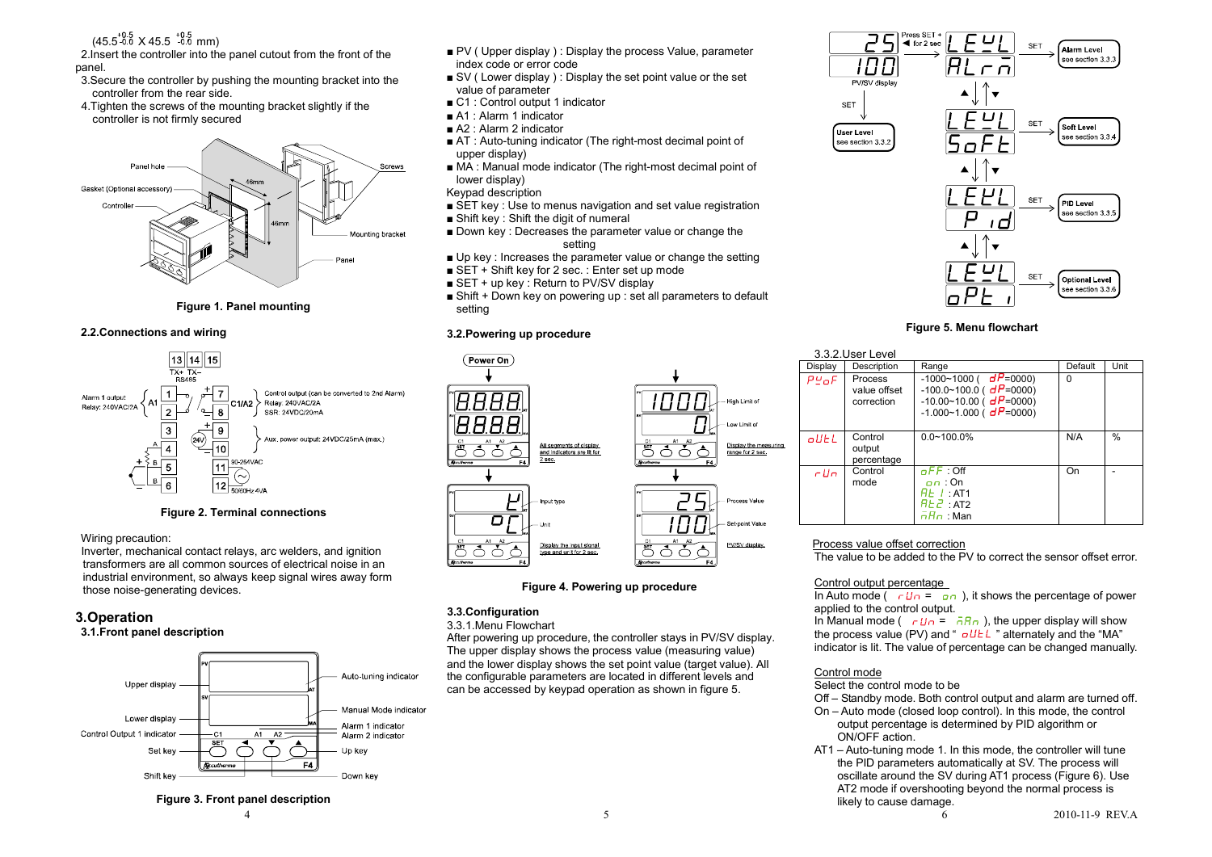(45.5$^{+0.5}_{-0.0}$ X 45.5 $^{+0.5}_{-0.0}$ mm)

2.Insert the controller into the panel cutout from the front of the panel.

3.Secure the controller by pushing the mounting bracket into the controller from the rear side.

4.Tighten the screws of the mounting bracket slightly if the controller is not firmly secured

**Figure 1. Panel mounting**

### 2.2.Connections and wiring

**Figure 2. Terminal connections**

Wiring precaution:
Inverter, mechanical contact relays, arc welders, and ignition transformers are all common sources of electrical noise in an industrial environment, so always keep signal wires away form those noise-generating devices.

## 3.Operation

### 3.1.Front panel description

**Figure 3. Front panel description**

- PV ( Upper display ) : Display the process Value, parameter index code or error code
- SV ( Lower display ) : Display the set point value or the set value of parameter
- C1 : Control output 1 indicator
- A1 : Alarm 1 indicator
- A2 : Alarm 2 indicator
- AT : Auto-tuning indicator (The right-most decimal point of upper display)
- MA : Manual mode indicator (The right-most decimal point of lower display)

Keypad description

- SET key : Use to menus navigation and set value registration
- Shift key : Shift the digit of numeral
- Down key : Decreases the parameter value or change the setting
- Up key : Increases the parameter value or change the setting
- SET + Shift key for 2 sec. : Enter set up mode
- SET + up key : Return to PV/SV display
- Shift + Down key on powering up : set all parameters to default setting

### 3.2.Powering up procedure

**Figure 4. Powering up procedure**

### 3.3.Configuration

3.3.1.Menu Flowchart

After powering up procedure, the controller stays in PV/SV display. The upper display shows the process value (measuring value) and the lower display shows the set point value (target value). All the configurable parameters are located in different levels and can be accessed by keypad operation as shown in figure 5.

**Figure 5. Menu flowchart**

3.3.2.User Level

| Display | Description | Range | Default | Unit |
|---|---|---|---|---|
| PVoF | Process value offset correction | -1000~1000 ( dP=0000)<br>-100.0~100.0 ( dP=0000)<br>-10.00~10.00 ( dP=0000)<br>-1.000~1.000 ( dP=0000) | 0 | |
| oUtL | Control output percentage | 0.0~100.0% | N/A | % |
| rUn | Control mode | oFF : Off<br>on : On<br>At1 : AT1<br>At2 : AT2<br>mAn : Man | On | - |

Process value offset correction
The value to be added to the PV to correct the sensor offset error.

Control output percentage
In Auto mode ( rUn = on ), it shows the percentage of power applied to the control output.
In Manual mode ( rUn = mAn ), the upper display will show the process value (PV) and " oUtL " alternately and the "MA" indicator is lit. The value of percentage can be changed manually.

Control mode
Select the control mode to be
Off – Standby mode. Both control output and alarm are turned off.
On – Auto mode (closed loop control). In this mode, the control output percentage is determined by PID algorithm or ON/OFF action.
AT1 – Auto-tuning mode 1. In this mode, the controller will tune the PID parameters automatically at SV. The process will oscillate around the SV during AT1 process (Figure 6). Use AT2 mode if overshooting beyond the normal process is likely to cause damage.

2010-11-9 REV.A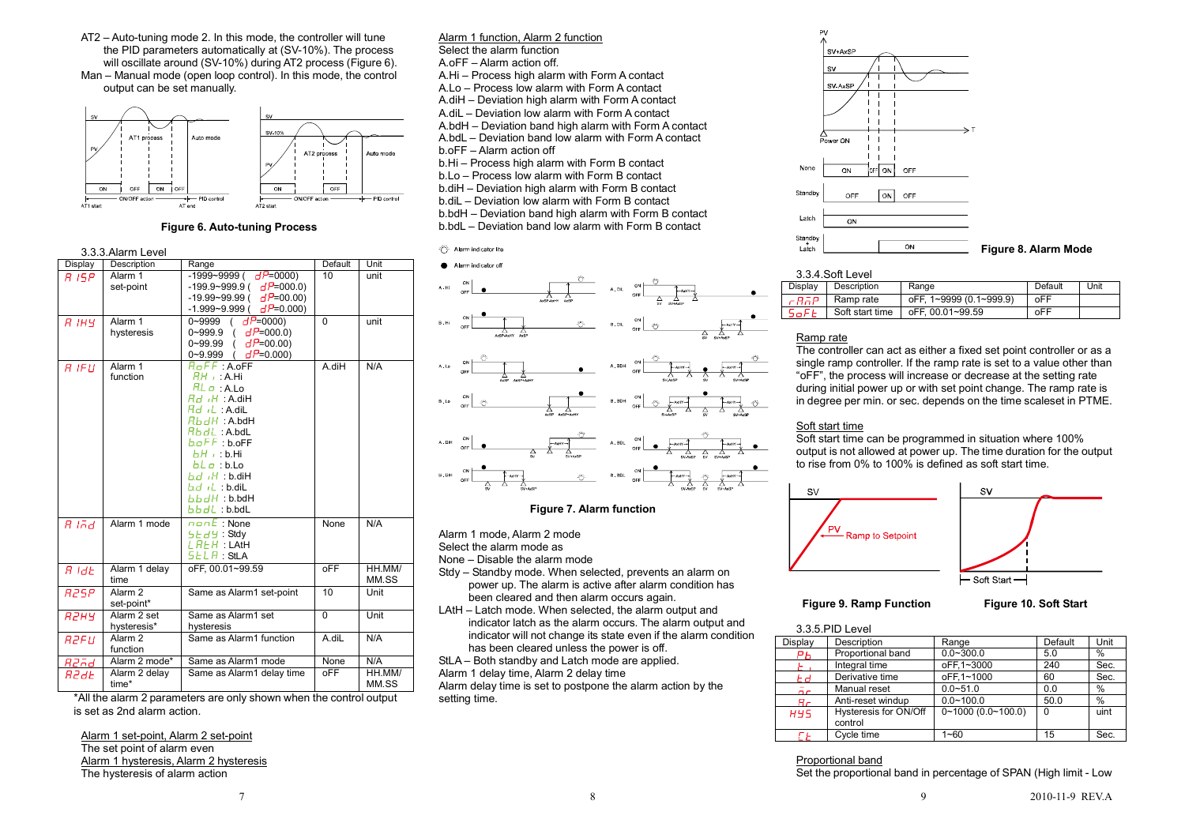AT2 – Auto-tuning mode 2. In this mode, the controller will tune the PID parameters automatically at (SV-10%). The process will oscillate around (SV-10%) during AT2 process (Figure 6).

Man – Manual mode (open loop control). In this mode, the control output can be set manually.

**Figure 6. Auto-tuning Process**

### 3.3.3.Alarm Level

| Display | Description | Range | Default | Unit |
|---|---|---|---|---|
| A1SP | Alarm 1 set-point | -1999~9999 ( dP=0000)<br>-199.9~999.9 ( dP=000.0)<br>-19.99~99.99 ( dP=00.00)<br>-1.999~9.999 ( dP=0.000) | 10 | unit |
| A1HY | Alarm 1 hysteresis | 0~9999 ( dP=0000)<br>0~999.9 ( dP=000.0)<br>0~99.99 ( dP=00.00)<br>0~9.999 ( dP=0.000) | 0 | unit |
| A1FU | Alarm 1 function | AoFF : A.oFF<br>AHi : A.Hi<br>ALo : A.Lo<br>AdiH : A.diH<br>AdiL : A.diL<br>AbdH : A.bdH<br>AbdL : A.bdL<br>boFF : b.oFF<br>bHi : b.Hi<br>bLo : b.Lo<br>bdiH : b.diH<br>bdiL : b.diL<br>bbdH : b.bdH<br>bbdL : b.bdL | A.diH | N/A |
| A1md | Alarm 1 mode | none : None<br>Stdy : Stdy<br>LAtH : LAtH<br>StLA : StLA | None | N/A |
| A1dt | Alarm 1 delay time | oFF, 00.01~99.59 | oFF | HH.MM/ MM.SS |
| A2SP | Alarm 2 set-point* | Same as Alarm1 set-point | 10 | Unit |
| A2HY | Alarm 2 set hysteresis* | Same as Alarm1 set hysteresis | 0 | Unit |
| A2FU | Alarm 2 function | Same as Alarm1 function | A.diL | N/A |
| A2md | Alarm 2 mode* | Same as Alarm1 mode | None | N/A |
| A2dt | Alarm 2 delay time* | Same as Alarm1 delay time | oFF | HH.MM/ MM.SS |

*All the alarm 2 parameters are only shown when the control output is set as 2nd alarm action.

Alarm 1 set-point, Alarm 2 set-point
The set point of alarm even

Alarm 1 hysteresis, Alarm 2 hysteresis
The hysteresis of alarm action

Alarm 1 function, Alarm 2 function
Select the alarm function
A.oFF – Alarm action off.
A.Hi – Process high alarm with Form A contact
A.Lo – Process low alarm with Form A contact
A.diH – Deviation high alarm with Form A contact
A.diL – Deviation low alarm with Form A contact
A.bdH – Deviation band high alarm with Form A contact
A.bdL – Deviation band low alarm with Form A contact
b.oFF – Alarm action off
b.Hi – Process high alarm with Form B contact
b.Lo – Process low alarm with Form B contact
b.diH – Deviation high alarm with Form B contact
b.diL – Deviation low alarm with Form B contact
b.bdH – Deviation band high alarm with Form B contact
b.bdL – Deviation band low alarm with Form B contact

**Figure 7. Alarm function**

Alarm 1 mode, Alarm 2 mode
Select the alarm mode as
None – Disable the alarm mode
Stdy – Standby mode. When selected, prevents an alarm on power up. The alarm is active after alarm condition has been cleared and then alarm occurs again.
LAtH – Latch mode. When selected, the alarm output and indicator latch as the alarm occurs. The alarm output and indicator will not change its state even if the alarm condition has been cleared unless the power is off.
StLA – Both standby and Latch mode are applied.

Alarm 1 delay time, Alarm 2 delay time
Alarm delay time is set to postpone the alarm action by the setting time.

**Figure 8. Alarm Mode**

### 3.3.4.Soft Level

| Display | Description | Range | Default | Unit |
|---|---|---|---|---|
| rAmP | Ramp rate | oFF, 1~9999 (0.1~999.9) | oFF | |
| SoFt | Soft start time | oFF, 00.01~99.59 | oFF | |

Ramp rate
The controller can act as either a fixed set point controller or as a single ramp controller. If the ramp rate is set to a value other than "oFF", the process will increase or decrease at the setting rate during initial power up or with set point change. The ramp rate is in degree per min. or sec. depends on the time scaleset in PTME.

Soft start time
Soft start time can be programmed in situation where 100% output is not allowed at power up. The time duration for the output to rise from 0% to 100% is defined as soft start time.

**Figure 9. Ramp Function** **Figure 10. Soft Start**

### 3.3.5.PID Level

| Display | Description | Range | Default | Unit |
|---|---|---|---|---|
| Pb | Proportional band | 0.0~300.0 | 5.0 | % |
| ti | Integral time | oFF,1~3000 | 240 | Sec. |
| td | Derivative time | oFF,1~1000 | 60 | Sec. |
| mr | Manual reset | 0.0~51.0 | 0.0 | % |
| Ar | Anti-reset windup | 0.0~100.0 | 50.0 | % |
| HYS | Hysteresis for ON/Off control | 0~1000 (0.0~100.0) | 0 | uint |
| Ct | Cycle time | 1~60 | 15 | Sec. |

Proportional band
Set the proportional band in percentage of SPAN (High limit - Low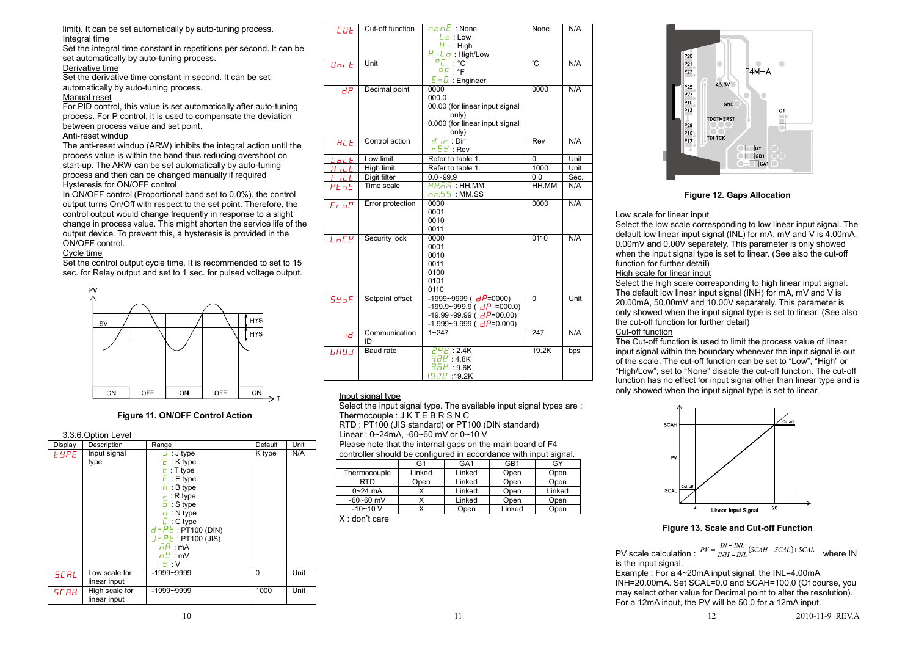limit). It can be set automatically by auto-tuning process.

Integral time

Set the integral time constant in repetitions per second. It can be set automatically by auto-tuning process.

Derivative time

Set the derivative time constant in second. It can be set automatically by auto-tuning process.

Manual reset

For PID control, this value is set automatically after auto-tuning process. For P control, it is used to compensate the deviation between process value and set point.

Anti-reset windup

The anti-reset windup (ARW) inhibits the integral action until the process value is within the band thus reducing overshoot on start-up. The ARW can be set automatically by auto-tuning process and then can be changed manually if required

Hysteresis for ON/OFF control

In ON/OFF control (Proportional band set to 0.0%), the control output turns On/Off with respect to the set point. Therefore, the control output would change frequently in response to a slight change in process value. This might shorten the service life of the output device. To prevent this, a hysteresis is provided in the ON/OFF control.

Cycle time

Set the control output cycle time. It is recommended to set to 15 sec. for Relay output and set to 1 sec. for pulsed voltage output.

Figure 11. ON/OFF Control Action

3.3.6.Option Level

| Display | Description | Range | Default | Unit |
|---|---|---|---|---|
| tYPE | Input signal type | J : J type<br>K : K type<br>T : T type<br>E : E type<br>B : B type<br>R : R type<br>S : S type<br>N : N type<br>C : C type<br>d-Pt : PT100 (DIN)<br>J-Pt : PT100 (JIS)<br>mA : mA<br>mV : mV<br>V : V | K type | N/A |
| SCAL | Low scale for linear input | -1999~9999 | 0 | Unit |
| SCAH | High scale for linear input | -1999~9999 | 1000 | Unit |
| CUt | Cut-off function | nonE : None<br>Lo : Low<br>Hi : High<br>HiLo : High/Low | None | N/A |
| Unit | Unit | °C : °C<br>°F : °F<br>EnG : Engineer | °C | N/A |
| dP | Decimal point | 0000<br>000.0<br>00.00 (for linear input signal only)<br>0.000 (for linear input signal only) | 0000 | N/A |
| ACt | Control action | dir : Dir<br>rEV : Rev | Rev | N/A |
| LoLt | Low limit | Refer to table 1. | 0 | Unit |
| HiLt | High limit | Refer to table 1. | 1000 | Unit |
| FiLt | Digit filter | 0.0~99.9 | 0.0 | Sec. |
| PtmE | Time scale | HHmm : HH.MM<br>mmSS : MM.SS | HH.MM | N/A |
| EroP | Error protection | 0000<br>0001<br>0010<br>0011 | 0000 | N/A |
| LoCK | Security lock | 0000<br>0001<br>0010<br>0011<br>0100<br>0101<br>0110 | 0110 | N/A |
| SVoF | Setpoint offset | -1999~9999 ( dP=0000)<br>-199.9~999.9 ( dP =000.0)<br>-19.99~99.99 ( dP=00.00)<br>-1.999~9.999 ( dP=0.000) | 0 | Unit |
| id | Communication ID | 1~247 | 247 | N/A |
| bAUd | Baud rate | 24K : 2.4K<br>48K : 4.8K<br>96K : 9.6K<br>192K :19.2K | 19.2K | bps |

Input signal type

Select the input signal type. The available input signal types are :
Thermocouple : J K T E B R S N C
RTD : PT100 (JIS standard) or PT100 (DIN standard)
Linear : 0~24mA, -60~60 mV or 0~10 V
Please note that the internal gaps on the main board of F4 controller should be configured in accordance with input signal.

| | G1 | GA1 | GB1 | GY |
|---|---|---|---|---|
| Thermocouple | Linked | Linked | Open | Open |
| RTD | Open | Linked | Open | Open |
| 0~24 mA | X | Linked | Open | Linked |
| -60~60 mV | X | Linked | Open | Open |
| -10~10 V | X | Open | Linked | Open |

X : don't care

Figure 12. Gaps Allocation

Low scale for linear input

Select the low scale corresponding to low linear input signal. The default low linear input signal (INL) for mA, mV and V is 4.00mA, 0.00mV and 0.00V separately. This parameter is only showed when the input signal type is set to linear. (See also the cut-off function for further detail)

High scale for linear input

Select the high scale corresponding to high linear input signal. The default low linear input signal (INH) for mA, mV and V is 20.00mA, 50.00mV and 10.00V separately. This parameter is only showed when the input signal type is set to linear. (See also the cut-off function for further detail)

Cut-off function

The Cut-off function is used to limit the process value of linear input signal within the boundary whenever the input signal is out of the scale. The cut-off function can be set to "Low", "High" or "High/Low", set to "None" disable the cut-off function. The cut-off function has no effect for input signal other than linear type and is only showed when the input signal type is set to linear.

Figure 13. Scale and Cut-off Function

PV scale calculation : $PV = \frac{IN - INL}{INH - INL}(SCAH - SCAL) + SCAL$ where IN is the input signal.

Example : For a 4~20mA input signal, the INL=4.00mA INH=20.00mA. Set SCAL=0.0 and SCAH=100.0 (Of course, you may select other value for Decimal point to alter the resolution). For a 12mA input, the PV will be 50.0 for a 12mA input.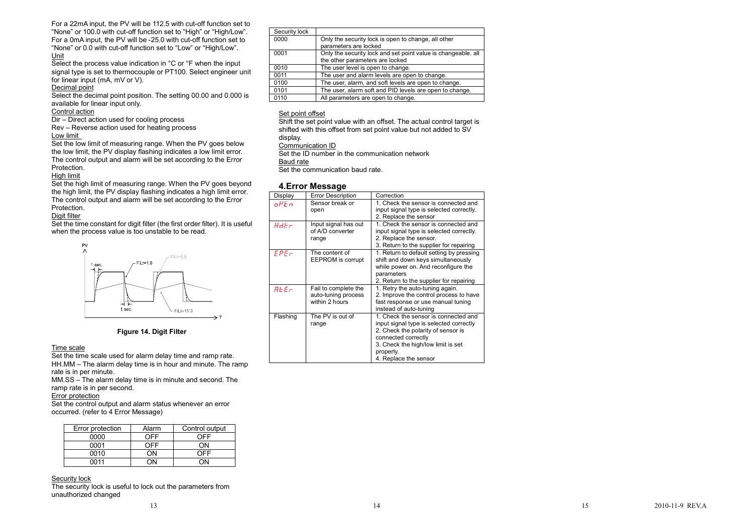For a 22mA input, the PV will be 112.5 with cut-off function set to "None" or 100.0 with cut-off function set to "High" or "High/Low". For a 0mA input, the PV will be -25.0 with cut-off function set to "None" or 0.0 with cut-off function set to "Low" or "High/Low".

Unit

Select the process value indication in °C or °F when the input signal type is set to thermocouple or PT100. Select engineer unit for linear input (mA, mV or V).

Decimal point

Select the decimal point position. The setting 00.00 and 0.000 is available for linear input only.

Control action

Dir – Direct action used for cooling process

Rev – Reverse action used for heating process

Low limit

Set the low limit of measuring range. When the PV goes below the low limit, the PV display flashing indicates a low limit error. The control output and alarm will be set according to the Error Protection.

High limit

Set the high limit of measuring range. When the PV goes beyond the high limit, the PV display flashing indicates a high limit error. The control output and alarm will be set according to the Error Protection.

Digit filter

Set the time constant for digit filter (the first order filter). It is useful when the process value is too unstable to be read.

PV

1 sec.

FiLt=1.0

FiLt=0.0

1 sec.

FiLt=15.0

T

**Figure 14. Digit Filter**

Time scale

Set the time scale used for alarm delay time and ramp rate.

HH.MM – The alarm delay time is in hour and minute. The ramp rate is in per minute.

MM.SS – The alarm delay time is in minute and second. The ramp rate is in per second.

Error protection

Set the control output and alarm status whenever an error occurred. (refer to 4 Error Message)

| Error protection | Alarm | Control output |
|---|---|---|
| 0000 | OFF | OFF |
| 0001 | OFF | ON |
| 0010 | ON | OFF |
| 0011 | ON | ON |

Security lock

The security lock is useful to lock out the parameters from unauthorized changed

| Security lock | |
|---|---|
| 0000 | Only the security lock is open to change, all other parameters are locked |
| 0001 | Only the security lock and set point value is changeable. all the other parameters are locked |
| 0010 | The user level is open to change. |
| 0011 | The user and alarm levels are open to change. |
| 0100 | The user, alarm, and soft levels are open to change. |
| 0101 | The user, alarm soft and PID levels are open to change. |
| 0110 | All parameters are open to change. |

Set point offset

Shift the set point value with an offset. The actual control target is shifted with this offset from set point value but not added to SV display.

Communication ID

Set the ID number in the communication network

Baud rate

Set the communication baud rate.

## 4.Error Message

| Display | Error Description | Correction |
|---|---|---|
| oPEn | Sensor break or open | 1. Check the sensor is connected and input signal type is selected correctly.<br>2. Replace the sensor |
| AdEr | Input signal has out of A/D converter range | 1. Check the sensor is connected and input signal type is selected correctly.<br>2. Replace the sensor.<br>3. Return to the supplier for repairing |
| EPEr | The content of EEPROM is corrupt | 1. Return to default setting by pressing shift and down keys simultaneously while power on. And reconfigure the parameters<br>2. Return to the supplier for repairing |
| AtEr | Fail to complete the auto-tuning process within 2 hours | 1. Retry the auto-tuning again.<br>2. Improve the control process to have fast response or use manual tuning instead of auto-tuning |
| Flashing | The PV is out of range | 1. Check the sensor is connected and input signal type is selected correctly<br>2. Check the polarity of sensor is connected correctly<br>3. Check the high/low limit is set properly.<br>4. Replace the sensor |

2010-11-9 REV.A